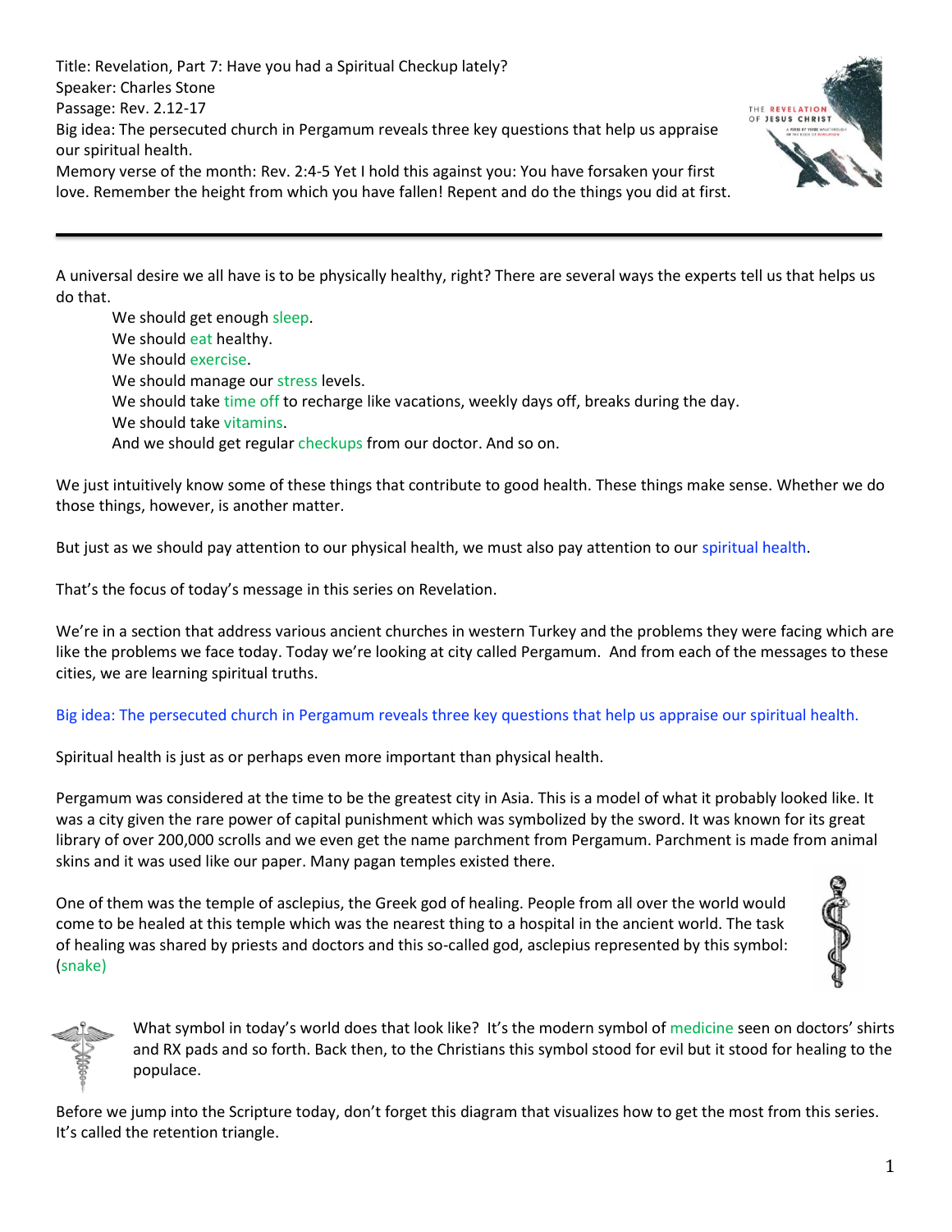Title: Revelation, Part 7: Have you had a Spiritual Checkup lately?
Speaker: Charles Stone
Passage: Rev. 2.12-17
Big idea: The persecuted church in Pergamum reveals three key questions that help us appraise our spiritual health.
Memory verse of the month: Rev. 2:4-5 Yet I hold this against you: You have forsaken your first love. Remember the height from which you have fallen! Repent and do the things you did at first.

---

A universal desire we all have is to be physically healthy, right? There are several ways the experts tell us that helps us do that.

We should get enough sleep.
We should eat healthy.
We should exercise.
We should manage our stress levels.
We should take time off to recharge like vacations, weekly days off, breaks during the day.
We should take vitamins.
And we should get regular checkups from our doctor. And so on.

We just intuitively know some of these things that contribute to good health. These things make sense. Whether we do those things, however, is another matter.

But just as we should pay attention to our physical health, we must also pay attention to our spiritual health.

That's the focus of today's message in this series on Revelation.

We're in a section that address various ancient churches in western Turkey and the problems they were facing which are like the problems we face today. Today we're looking at city called Pergamum. And from each of the messages to these cities, we are learning spiritual truths.

Big idea: The persecuted church in Pergamum reveals three key questions that help us appraise our spiritual health.

Spiritual health is just as or perhaps even more important than physical health.

Pergamum was considered at the time to be the greatest city in Asia. This is a model of what it probably looked like. It was a city given the rare power of capital punishment which was symbolized by the sword. It was known for its great library of over 200,000 scrolls and we even get the name parchment from Pergamum. Parchment is made from animal skins and it was used like our paper. Many pagan temples existed there.

One of them was the temple of asclepius, the Greek god of healing. People from all over the world would come to be healed at this temple which was the nearest thing to a hospital in the ancient world. The task of healing was shared by priests and doctors and this so-called god, asclepius represented by this symbol: (snake)

What symbol in today's world does that look like? It's the modern symbol of medicine seen on doctors' shirts and RX pads and so forth. Back then, to the Christians this symbol stood for evil but it stood for healing to the populace.

Before we jump into the Scripture today, don't forget this diagram that visualizes how to get the most from this series. It's called the retention triangle.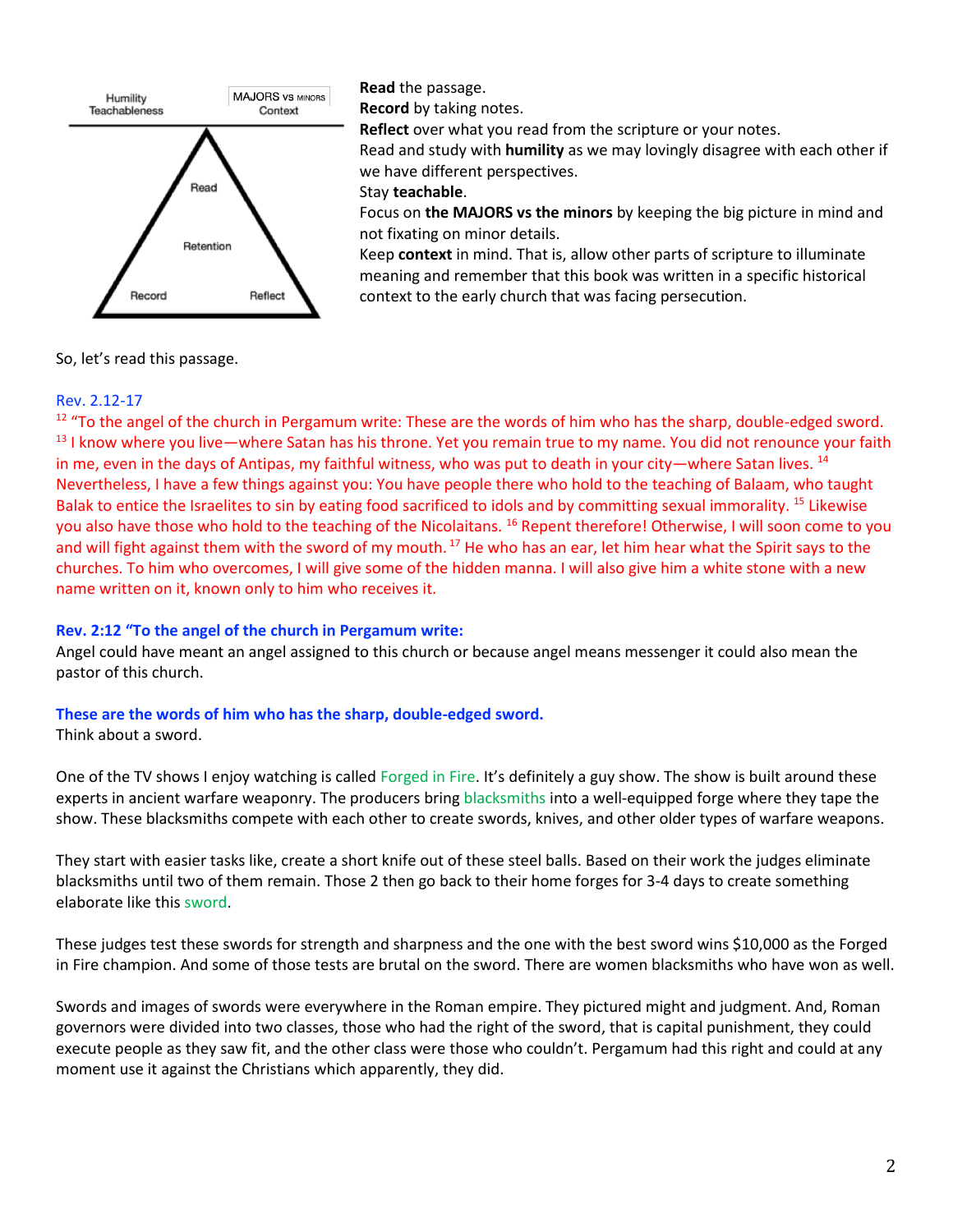Humility
Teachableness

MAJORS vs MINORS
Context

Read
Retention
Record
Reflect

**Read** the passage.
**Record** by taking notes.
**Reflect** over what you read from the scripture or your notes.
Read and study with **humility** as we may lovingly disagree with each other if we have different perspectives.
Stay **teachable**.
Focus on **the MAJORS vs the minors** by keeping the big picture in mind and not fixating on minor details.
Keep **context** in mind. That is, allow other parts of scripture to illuminate meaning and remember that this book was written in a specific historical context to the early church that was facing persecution.

So, let's read this passage.

Rev. 2.12-17
[12] "To the angel of the church in Pergamum write: These are the words of him who has the sharp, double-edged sword. [13] I know where you live—where Satan has his throne. Yet you remain true to my name. You did not renounce your faith in me, even in the days of Antipas, my faithful witness, who was put to death in your city—where Satan lives. [14] Nevertheless, I have a few things against you: You have people there who hold to the teaching of Balaam, who taught Balak to entice the Israelites to sin by eating food sacrificed to idols and by committing sexual immorality. [15] Likewise you also have those who hold to the teaching of the Nicolaitans. [16] Repent therefore! Otherwise, I will soon come to you and will fight against them with the sword of my mouth. [17] He who has an ear, let him hear what the Spirit says to the churches. To him who overcomes, I will give some of the hidden manna. I will also give him a white stone with a new name written on it, known only to him who receives it.

**Rev. 2:12 "To the angel of the church in Pergamum write:**
Angel could have meant an angel assigned to this church or because angel means messenger it could also mean the pastor of this church.

**These are the words of him who has the sharp, double-edged sword.**
Think about a sword.

One of the TV shows I enjoy watching is called Forged in Fire. It's definitely a guy show. The show is built around these experts in ancient warfare weaponry. The producers bring blacksmiths into a well-equipped forge where they tape the show. These blacksmiths compete with each other to create swords, knives, and other older types of warfare weapons.

They start with easier tasks like, create a short knife out of these steel balls. Based on their work the judges eliminate blacksmiths until two of them remain. Those 2 then go back to their home forges for 3-4 days to create something elaborate like this sword.

These judges test these swords for strength and sharpness and the one with the best sword wins $10,000 as the Forged in Fire champion. And some of those tests are brutal on the sword. There are women blacksmiths who have won as well.

Swords and images of swords were everywhere in the Roman empire. They pictured might and judgment. And, Roman governors were divided into two classes, those who had the right of the sword, that is capital punishment, they could execute people as they saw fit, and the other class were those who couldn't. Pergamum had this right and could at any moment use it against the Christians which apparently, they did.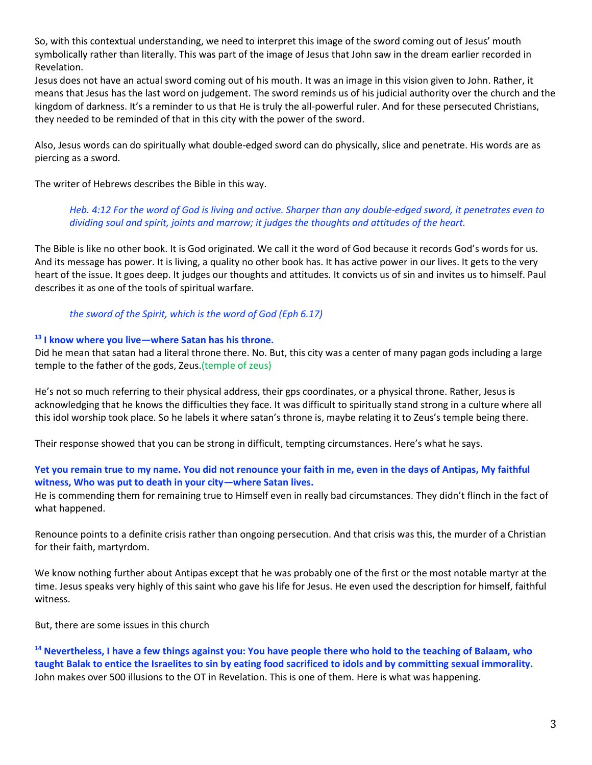So, with this contextual understanding, we need to interpret this image of the sword coming out of Jesus' mouth symbolically rather than literally. This was part of the image of Jesus that John saw in the dream earlier recorded in Revelation.

Jesus does not have an actual sword coming out of his mouth. It was an image in this vision given to John. Rather, it means that Jesus has the last word on judgement. The sword reminds us of his judicial authority over the church and the kingdom of darkness. It's a reminder to us that He is truly the all-powerful ruler. And for these persecuted Christians, they needed to be reminded of that in this city with the power of the sword.

Also, Jesus words can do spiritually what double-edged sword can do physically, slice and penetrate. His words are as piercing as a sword.

The writer of Hebrews describes the Bible in this way.

> *Heb. 4:12 For the word of God is living and active. Sharper than any double-edged sword, it penetrates even to dividing soul and spirit, joints and marrow; it judges the thoughts and attitudes of the heart.*

The Bible is like no other book. It is God originated. We call it the word of God because it records God's words for us. And its message has power. It is living, a quality no other book has. It has active power in our lives. It gets to the very heart of the issue. It goes deep. It judges our thoughts and attitudes. It convicts us of sin and invites us to himself. Paul describes it as one of the tools of spiritual warfare.

> *the sword of the Spirit, which is the word of God (Eph 6.17)*

**13 I know where you live—where Satan has his throne.**

Did he mean that satan had a literal throne there. No. But, this city was a center of many pagan gods including a large temple to the father of the gods, Zeus.(temple of zeus)

He's not so much referring to their physical address, their gps coordinates, or a physical throne. Rather, Jesus is acknowledging that he knows the difficulties they face. It was difficult to spiritually stand strong in a culture where all this idol worship took place. So he labels it where satan's throne is, maybe relating it to Zeus's temple being there.

Their response showed that you can be strong in difficult, tempting circumstances. Here's what he says.

**Yet you remain true to my name. You did not renounce your faith in me, even in the days of Antipas, My faithful witness, Who was put to death in your city—where Satan lives.**

He is commending them for remaining true to Himself even in really bad circumstances. They didn't flinch in the fact of what happened.

Renounce points to a definite crisis rather than ongoing persecution. And that crisis was this, the murder of a Christian for their faith, martyrdom.

We know nothing further about Antipas except that he was probably one of the first or the most notable martyr at the time. Jesus speaks very highly of this saint who gave his life for Jesus. He even used the description for himself, faithful witness.

But, there are some issues in this church

**14 Nevertheless, I have a few things against you: You have people there who hold to the teaching of Balaam, who taught Balak to entice the Israelites to sin by eating food sacrificed to idols and by committing sexual immorality.**

John makes over 500 illusions to the OT in Revelation. This is one of them. Here is what was happening.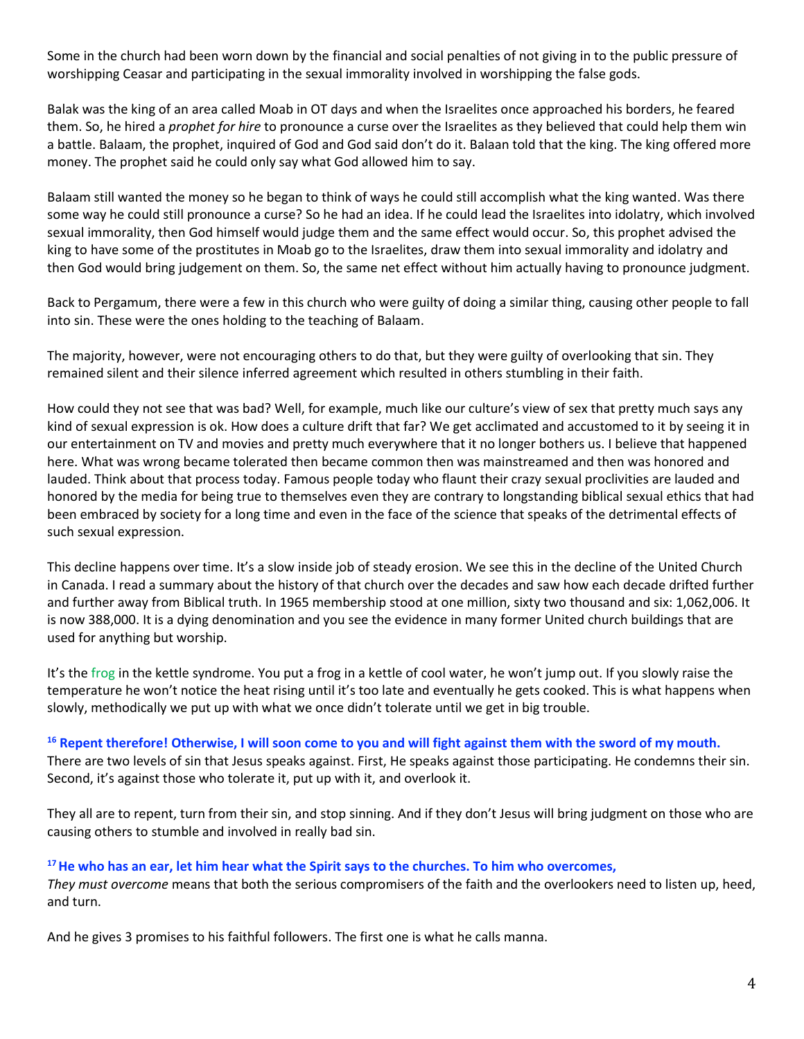Some in the church had been worn down by the financial and social penalties of not giving in to the public pressure of worshipping Ceasar and participating in the sexual immorality involved in worshipping the false gods.

Balak was the king of an area called Moab in OT days and when the Israelites once approached his borders, he feared them. So, he hired a *prophet for hire* to pronounce a curse over the Israelites as they believed that could help them win a battle. Balaam, the prophet, inquired of God and God said don't do it. Balaan told that the king. The king offered more money. The prophet said he could only say what God allowed him to say.

Balaam still wanted the money so he began to think of ways he could still accomplish what the king wanted. Was there some way he could still pronounce a curse? So he had an idea. If he could lead the Israelites into idolatry, which involved sexual immorality, then God himself would judge them and the same effect would occur. So, this prophet advised the king to have some of the prostitutes in Moab go to the Israelites, draw them into sexual immorality and idolatry and then God would bring judgement on them. So, the same net effect without him actually having to pronounce judgment.

Back to Pergamum, there were a few in this church who were guilty of doing a similar thing, causing other people to fall into sin. These were the ones holding to the teaching of Balaam.

The majority, however, were not encouraging others to do that, but they were guilty of overlooking that sin. They remained silent and their silence inferred agreement which resulted in others stumbling in their faith.

How could they not see that was bad? Well, for example, much like our culture's view of sex that pretty much says any kind of sexual expression is ok. How does a culture drift that far? We get acclimated and accustomed to it by seeing it in our entertainment on TV and movies and pretty much everywhere that it no longer bothers us. I believe that happened here. What was wrong became tolerated then became common then was mainstreamed and then was honored and lauded. Think about that process today. Famous people today who flaunt their crazy sexual proclivities are lauded and honored by the media for being true to themselves even they are contrary to longstanding biblical sexual ethics that had been embraced by society for a long time and even in the face of the science that speaks of the detrimental effects of such sexual expression.

This decline happens over time. It's a slow inside job of steady erosion. We see this in the decline of the United Church in Canada. I read a summary about the history of that church over the decades and saw how each decade drifted further and further away from Biblical truth. In 1965 membership stood at one million, sixty two thousand and six: 1,062,006. It is now 388,000. It is a dying denomination and you see the evidence in many former United church buildings that are used for anything but worship.

It's the frog in the kettle syndrome. You put a frog in a kettle of cool water, he won't jump out. If you slowly raise the temperature he won't notice the heat rising until it's too late and eventually he gets cooked. This is what happens when slowly, methodically we put up with what we once didn't tolerate until we get in big trouble.

**16 Repent therefore! Otherwise, I will soon come to you and will fight against them with the sword of my mouth.**
There are two levels of sin that Jesus speaks against. First, He speaks against those participating. He condemns their sin. Second, it's against those who tolerate it, put up with it, and overlook it.

They all are to repent, turn from their sin, and stop sinning. And if they don't Jesus will bring judgment on those who are causing others to stumble and involved in really bad sin.

**17 He who has an ear, let him hear what the Spirit says to the churches. To him who overcomes,**
*They must overcome* means that both the serious compromisers of the faith and the overlookers need to listen up, heed, and turn.

And he gives 3 promises to his faithful followers. The first one is what he calls manna.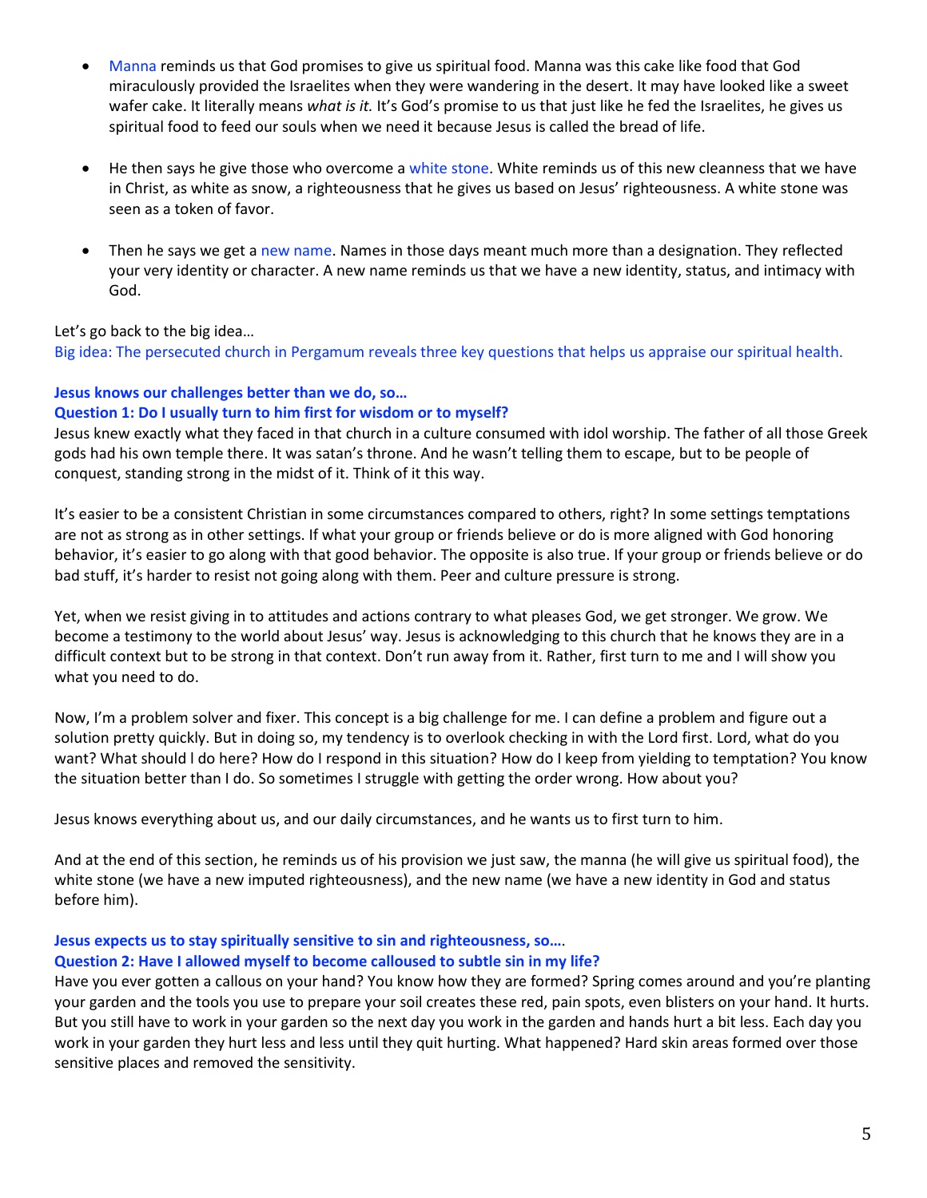- Manna reminds us that God promises to give us spiritual food. Manna was this cake like food that God miraculously provided the Israelites when they were wandering in the desert. It may have looked like a sweet wafer cake. It literally means *what is it.* It's God's promise to us that just like he fed the Israelites, he gives us spiritual food to feed our souls when we need it because Jesus is called the bread of life.

- He then says he give those who overcome a white stone. White reminds us of this new cleanness that we have in Christ, as white as snow, a righteousness that he gives us based on Jesus' righteousness. A white stone was seen as a token of favor.

- Then he says we get a new name. Names in those days meant much more than a designation. They reflected your very identity or character. A new name reminds us that we have a new identity, status, and intimacy with God.

Let's go back to the big idea…
Big idea: The persecuted church in Pergamum reveals three key questions that helps us appraise our spiritual health.

**Jesus knows our challenges better than we do, so…**
**Question 1: Do I usually turn to him first for wisdom or to myself?**
Jesus knew exactly what they faced in that church in a culture consumed with idol worship. The father of all those Greek gods had his own temple there. It was satan's throne. And he wasn't telling them to escape, but to be people of conquest, standing strong in the midst of it. Think of it this way.

It's easier to be a consistent Christian in some circumstances compared to others, right? In some settings temptations are not as strong as in other settings. If what your group or friends believe or do is more aligned with God honoring behavior, it's easier to go along with that good behavior. The opposite is also true. If your group or friends believe or do bad stuff, it's harder to resist not going along with them. Peer and culture pressure is strong.

Yet, when we resist giving in to attitudes and actions contrary to what pleases God, we get stronger. We grow. We become a testimony to the world about Jesus' way. Jesus is acknowledging to this church that he knows they are in a difficult context but to be strong in that context. Don't run away from it. Rather, first turn to me and I will show you what you need to do.

Now, I'm a problem solver and fixer. This concept is a big challenge for me. I can define a problem and figure out a solution pretty quickly. But in doing so, my tendency is to overlook checking in with the Lord first. Lord, what do you want? What should I do here? How do I respond in this situation? How do I keep from yielding to temptation? You know the situation better than I do. So sometimes I struggle with getting the order wrong. How about you?

Jesus knows everything about us, and our daily circumstances, and he wants us to first turn to him.

And at the end of this section, he reminds us of his provision we just saw, the manna (he will give us spiritual food), the white stone (we have a new imputed righteousness), and the new name (we have a new identity in God and status before him).

**Jesus expects us to stay spiritually sensitive to sin and righteousness, so….**
**Question 2: Have I allowed myself to become calloused to subtle sin in my life?**
Have you ever gotten a callous on your hand? You know how they are formed? Spring comes around and you're planting your garden and the tools you use to prepare your soil creates these red, pain spots, even blisters on your hand. It hurts. But you still have to work in your garden so the next day you work in the garden and hands hurt a bit less. Each day you work in your garden they hurt less and less until they quit hurting. What happened? Hard skin areas formed over those sensitive places and removed the sensitivity.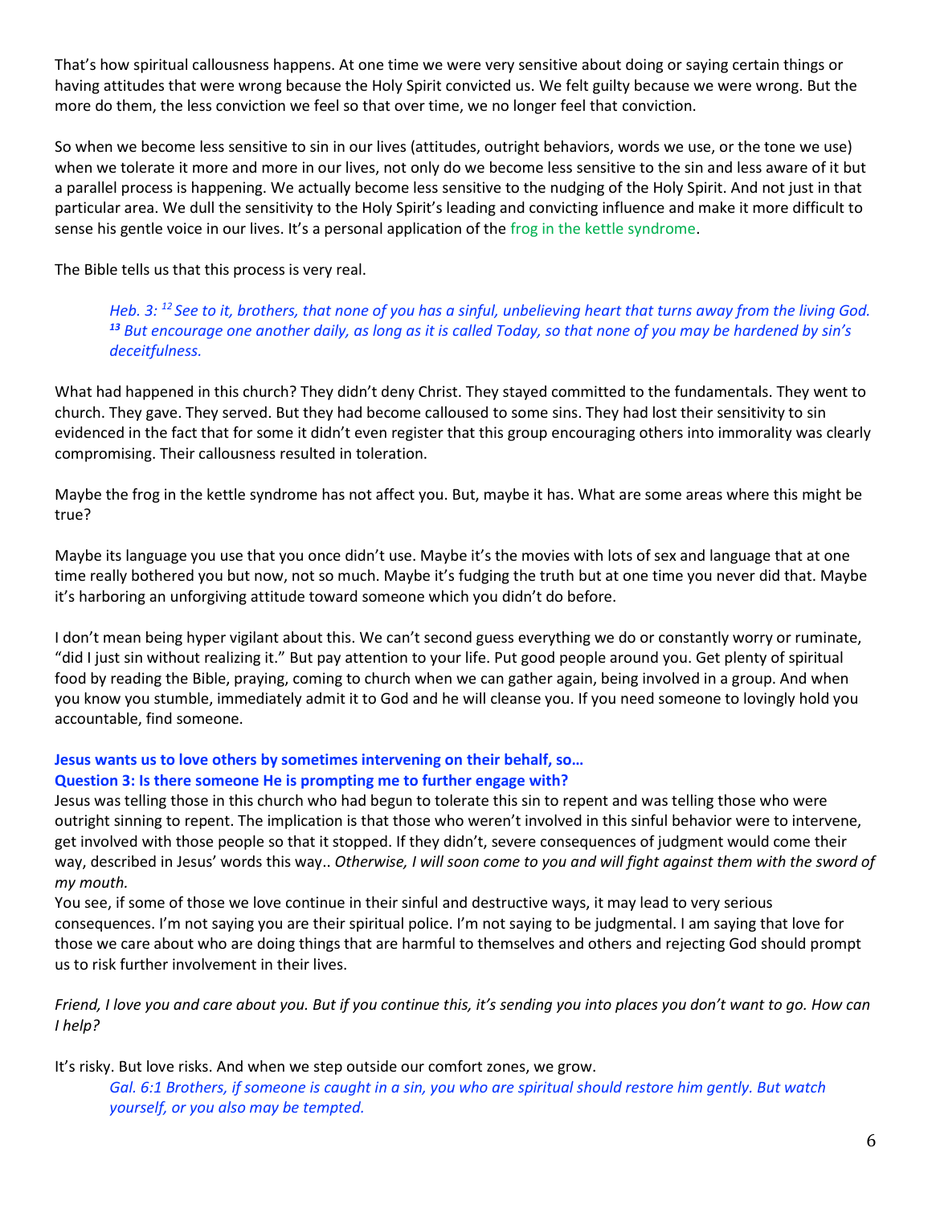That's how spiritual callousness happens. At one time we were very sensitive about doing or saying certain things or having attitudes that were wrong because the Holy Spirit convicted us. We felt guilty because we were wrong. But the more do them, the less conviction we feel so that over time, we no longer feel that conviction.

So when we become less sensitive to sin in our lives (attitudes, outright behaviors, words we use, or the tone we use) when we tolerate it more and more in our lives, not only do we become less sensitive to the sin and less aware of it but a parallel process is happening. We actually become less sensitive to the nudging of the Holy Spirit. And not just in that particular area. We dull the sensitivity to the Holy Spirit's leading and convicting influence and make it more difficult to sense his gentle voice in our lives. It's a personal application of the frog in the kettle syndrome.

The Bible tells us that this process is very real.

> *Heb. 3: [12] See to it, brothers, that none of you has a sinful, unbelieving heart that turns away from the living God. [13] But encourage one another daily, as long as it is called Today, so that none of you may be hardened by sin's deceitfulness.*

What had happened in this church? They didn't deny Christ. They stayed committed to the fundamentals. They went to church. They gave. They served. But they had become calloused to some sins. They had lost their sensitivity to sin evidenced in the fact that for some it didn't even register that this group encouraging others into immorality was clearly compromising. Their callousness resulted in toleration.

Maybe the frog in the kettle syndrome has not affect you. But, maybe it has. What are some areas where this might be true?

Maybe its language you use that you once didn't use. Maybe it's the movies with lots of sex and language that at one time really bothered you but now, not so much. Maybe it's fudging the truth but at one time you never did that. Maybe it's harboring an unforgiving attitude toward someone which you didn't do before.

I don't mean being hyper vigilant about this. We can't second guess everything we do or constantly worry or ruminate, "did I just sin without realizing it." But pay attention to your life. Put good people around you. Get plenty of spiritual food by reading the Bible, praying, coming to church when we can gather again, being involved in a group. And when you know you stumble, immediately admit it to God and he will cleanse you. If you need someone to lovingly hold you accountable, find someone.

**Jesus wants us to love others by sometimes intervening on their behalf, so…**
**Question 3: Is there someone He is prompting me to further engage with?**

Jesus was telling those in this church who had begun to tolerate this sin to repent and was telling those who were outright sinning to repent. The implication is that those who weren't involved in this sinful behavior were to intervene, get involved with those people so that it stopped. If they didn't, severe consequences of judgment would come their way, described in Jesus' words this way.. *Otherwise, I will soon come to you and will fight against them with the sword of my mouth.*

You see, if some of those we love continue in their sinful and destructive ways, it may lead to very serious consequences. I'm not saying you are their spiritual police. I'm not saying to be judgmental. I am saying that love for those we care about who are doing things that are harmful to themselves and others and rejecting God should prompt us to risk further involvement in their lives.

*Friend, I love you and care about you. But if you continue this, it's sending you into places you don't want to go. How can I help?*

It's risky. But love risks. And when we step outside our comfort zones, we grow.

> *Gal. 6:1 Brothers, if someone is caught in a sin, you who are spiritual should restore him gently. But watch yourself, or you also may be tempted.*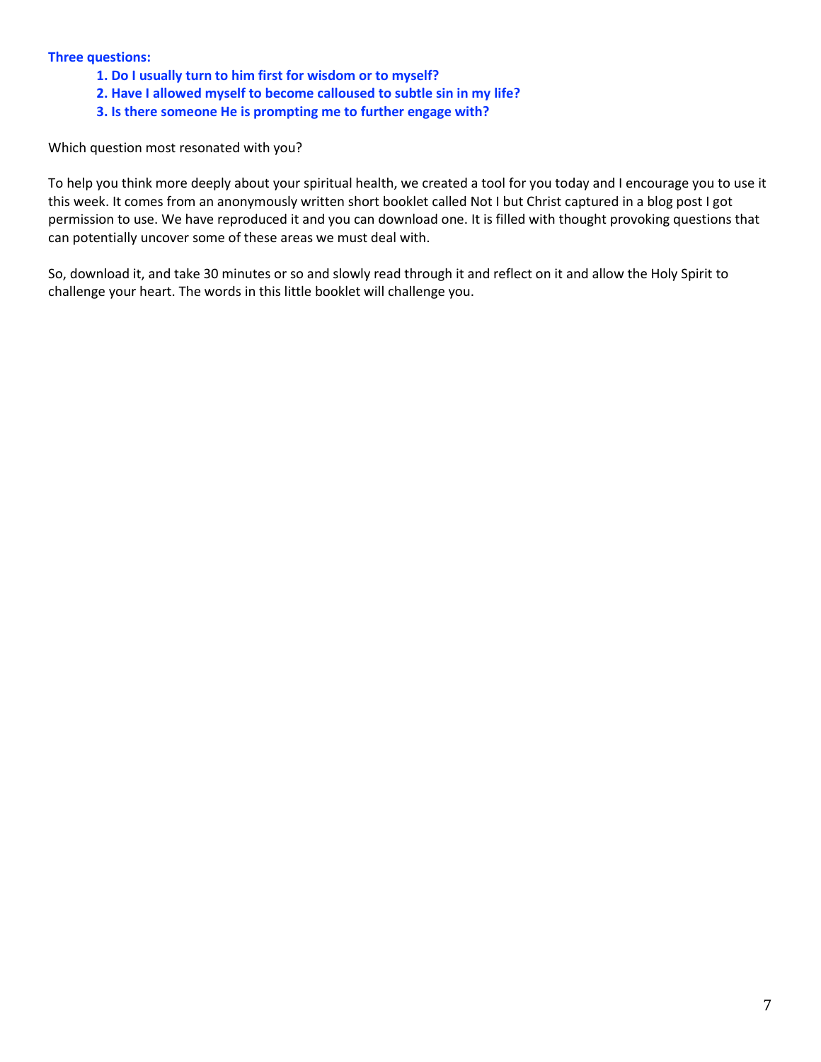**Three questions:**

1. **Do I usually turn to him first for wisdom or to myself?**
2. **Have I allowed myself to become calloused to subtle sin in my life?**
3. **Is there someone He is prompting me to further engage with?**

Which question most resonated with you?

To help you think more deeply about your spiritual health, we created a tool for you today and I encourage you to use it this week. It comes from an anonymously written short booklet called Not I but Christ captured in a blog post I got permission to use. We have reproduced it and you can download one. It is filled with thought provoking questions that can potentially uncover some of these areas we must deal with.

So, download it, and take 30 minutes or so and slowly read through it and reflect on it and allow the Holy Spirit to challenge your heart. The words in this little booklet will challenge you.